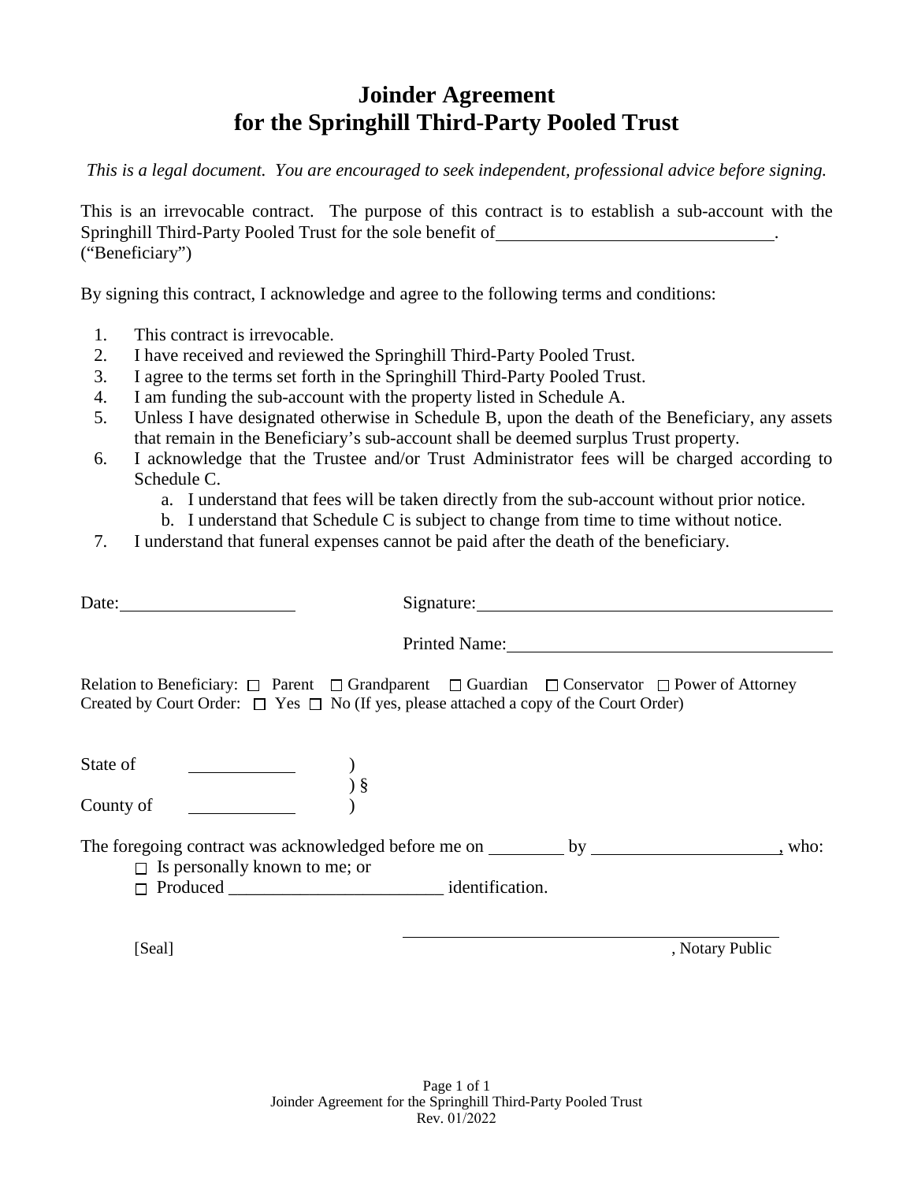# Joinder Agreement for the Springhill Third-Party Pooled Trust

*This is a legal document. You are encouraged to seek independent, professional advice before signing.*

This is an irrevocable contract. The purpose of this contract is to establish a sub-account with the Springhill Third-Party Pooled Trust for the sole benefit of_______________________________. ("Beneficiary")

By signing this contract, I acknowledge and agree to the following terms and conditions:

1. This contract is irrevocable.
2. I have received and reviewed the Springhill Third-Party Pooled Trust.
3. I agree to the terms set forth in the Springhill Third-Party Pooled Trust.
4. I am funding the sub-account with the property listed in Schedule A.
5. Unless I have designated otherwise in Schedule B, upon the death of the Beneficiary, any assets that remain in the Beneficiary's sub-account shall be deemed surplus Trust property.
6. I acknowledge that the Trustee and/or Trust Administrator fees will be charged according to Schedule C.
   a. I understand that fees will be taken directly from the sub-account without prior notice.
   b. I understand that Schedule C is subject to change from time to time without notice.
7. I understand that funeral expenses cannot be paid after the death of the beneficiary.

Date:____________________ Signature:__________________________________________

Printed Name:______________________________________

Relation to Beneficiary: ☐ Parent ☐ Grandparent ☐ Guardian ☐ Conservator ☐ Power of Attorney
Created by Court Order: ☐ Yes ☐ No (If yes, please attached a copy of the Court Order)

State of ____________ )
) §
County of ____________ )

The foregoing contract was acknowledged before me on _________ by _____________________, who:

☐ Is personally known to me; or
☐ Produced ________________________ identification.

[Seal] ________________________________________, Notary Public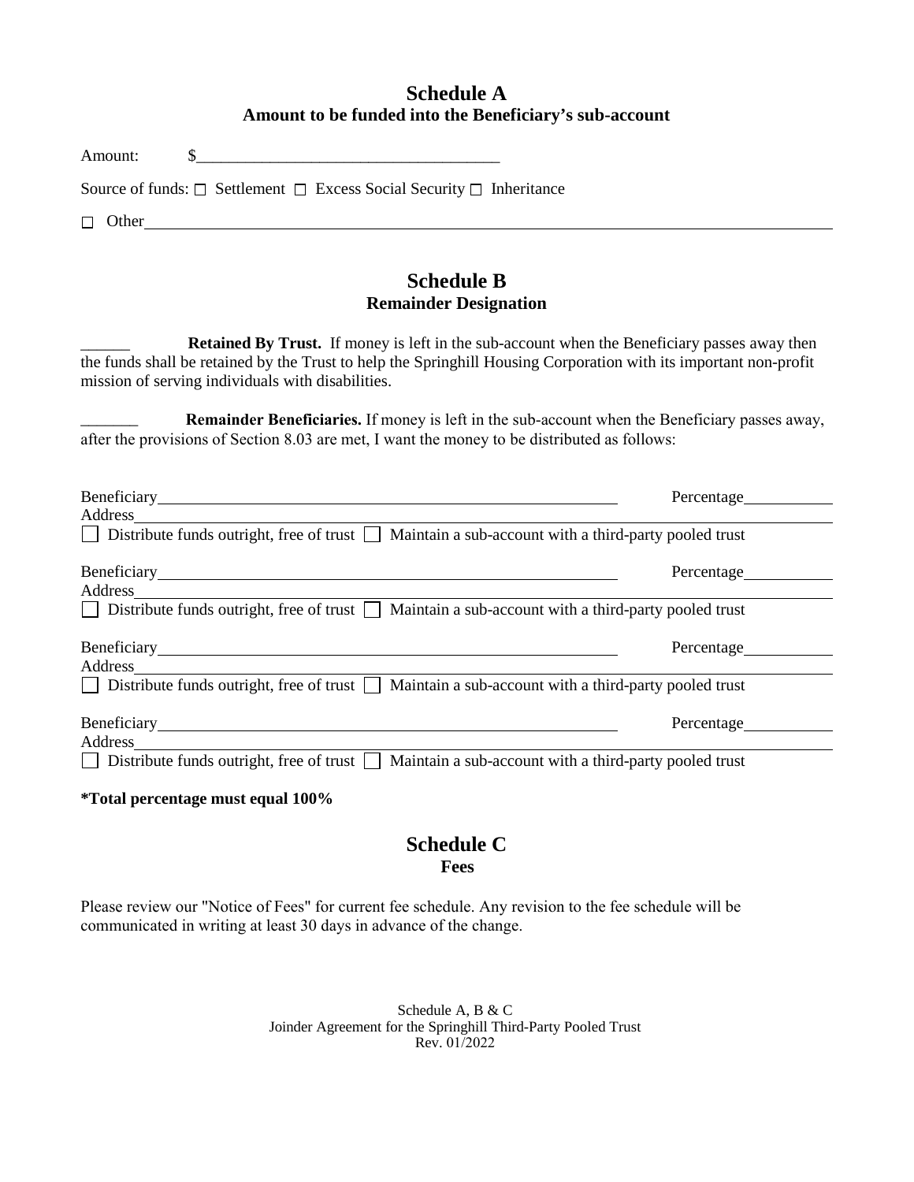# Schedule A

**Amount to be funded into the Beneficiary's sub-account**

Amount: $___________________________________

Source of funds: ☐ Settlement ☐ Excess Social Security ☐ Inheritance

☐ Other_______________________________________________________________________________

# Schedule B

**Remainder Designation**

______ **Retained By Trust.** If money is left in the sub-account when the Beneficiary passes away then the funds shall be retained by the Trust to help the Springhill Housing Corporation with its important non-profit mission of serving individuals with disabilities.

_______ **Remainder Beneficiaries.** If money is left in the sub-account when the Beneficiary passes away, after the provisions of Section 8.03 are met, I want the money to be distributed as follows:

Beneficiary_______________________________________________ Percentage__________
Address_________________________________________________________________________
☐ Distribute funds outright, free of trust ☐ Maintain a sub-account with a third-party pooled trust

Beneficiary_______________________________________________ Percentage__________
Address_________________________________________________________________________
☐ Distribute funds outright, free of trust ☐ Maintain a sub-account with a third-party pooled trust

Beneficiary_______________________________________________ Percentage__________
Address_________________________________________________________________________
☐ Distribute funds outright, free of trust ☐ Maintain a sub-account with a third-party pooled trust

Beneficiary_______________________________________________ Percentage__________
Address_________________________________________________________________________
☐ Distribute funds outright, free of trust ☐ Maintain a sub-account with a third-party pooled trust

**\*Total percentage must equal 100%**

# Schedule C

**Fees**

Please review our "Notice of Fees" for current fee schedule. Any revision to the fee schedule will be communicated in writing at least 30 days in advance of the change.

Schedule A, B & C
Joinder Agreement for the Springhill Third-Party Pooled Trust
Rev. 01/2022